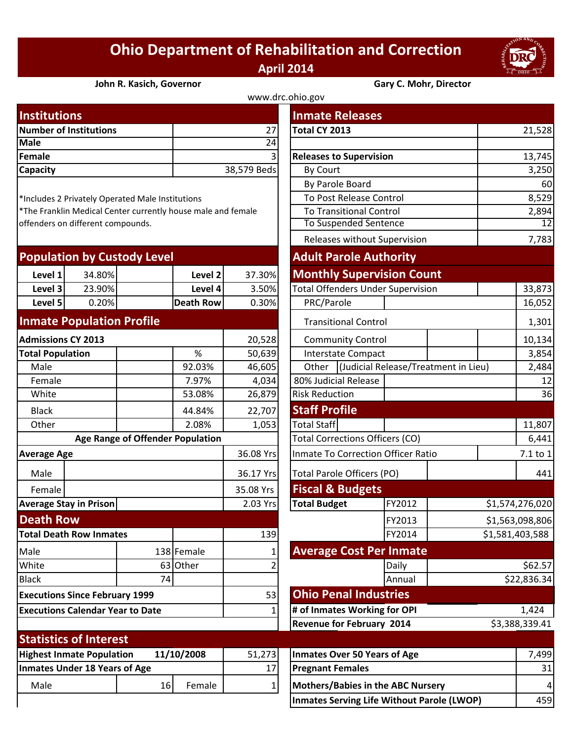# Ohio Department of Rehabilitation and Correction

**April 2014**

**John R. Kasich, Governor** | **Gary C. Mohr, Director**

www.drc.ohio.gov

## Institutions

| | |
|---|---|
| **Number of Institutions** | 27 |
| **Male** | 24 |
| **Female** | 3 |
| **Capacity** | 38,579 Beds |

*Includes 2 Privately Operated Male Institutions
*The Franklin Medical Center currently house male and female offenders on different compounds.

## Population by Custody Level

| | | | |
|---|---|---|---|
| **Level 1** | 34.80% | **Level 2** | 37.30% |
| **Level 3** | 23.90% | **Level 4** | 3.50% |
| **Level 5** | 0.20% | **Death Row** | 0.30% |

## Inmate Population Profile

| | | |
|---|---|---|
| **Admissions CY 2013** | | 20,528 |
| **Total Population** | % | 50,639 |
| Male | 92.03% | 46,605 |
| Female | 7.97% | 4,034 |
| White | 53.08% | 26,879 |
| Black | 44.84% | 22,707 |
| Other | 2.08% | 1,053 |

**Age Range of Offender Population**

| | |
|---|---|
| **Average Age** | 36.08 Yrs |
| Male | 36.17 Yrs |
| Female | 35.08 Yrs |
| **Average Stay in Prison** | 2.03 Yrs |

## Death Row

| | | | |
|---|---|---|---|
| **Total Death Row Inmates** | | | 139 |
| Male | 138 | Female | 1 |
| White | 63 | Other | 2 |
| Black | 74 | | |
| **Executions Since February 1999** | | | 53 |
| **Executions Calendar Year to Date** | | | 1 |

## Inmate Releases

| | |
|---|---|
| **Total CY 2013** | 21,528 |
| **Releases to Supervision** | 13,745 |
| By Court | 3,250 |
| By Parole Board | 60 |
| To Post Release Control | 8,529 |
| To Transitional Control | 2,894 |
| To Suspended Sentence | 12 |
| Releases without Supervision | 7,783 |

## Adult Parole Authority

### Monthly Supervision Count

| | |
|---|---|
| Total Offenders Under Supervision | 33,873 |
| PRC/Parole | 16,052 |
| Transitional Control | 1,301 |
| Community Control | 10,134 |
| Interstate Compact | 3,854 |
| Other (Judicial Release/Treatment in Lieu) | 2,484 |
| 80% Judicial Release | 12 |
| Risk Reduction | 36 |

## Staff Profile

| | |
|---|---|
| Total Staff | 11,807 |
| Total Corrections Officers (CO) | 6,441 |
| Inmate To Correction Officer Ratio | 7.1 to 1 |
| Total Parole Officers (PO) | 441 |

## Fiscal & Budgets

| | | |
|---|---|---|
| **Total Budget** | FY2012 | $1,574,276,020 |
| | FY2013 | $1,563,098,806 |
| | FY2014 | $1,581,403,588 |

## Average Cost Per Inmate

| | |
|---|---|
| Daily | $62.57 |
| Annual | $22,836.34 |

## Ohio Penal Industries

| | |
|---|---|
| **# of Inmates Working for OPI** | 1,424 |
| **Revenue for February 2014** | $3,388,339.41 |

## Statistics of Interest

| | | | |
|---|---|---|---|
| **Highest Inmate Population** | **11/10/2008** | | 51,273 |
| **Inmates Under 18 Years of Age** | | | 17 |
| Male | 16 | Female | 1 |

| | |
|---|---|
| **Inmates Over 50 Years of Age** | 7,499 |
| **Pregnant Females** | 31 |
| **Mothers/Babies in the ABC Nursery** | 4 |
| **Inmates Serving Life Without Parole (LWOP)** | 459 |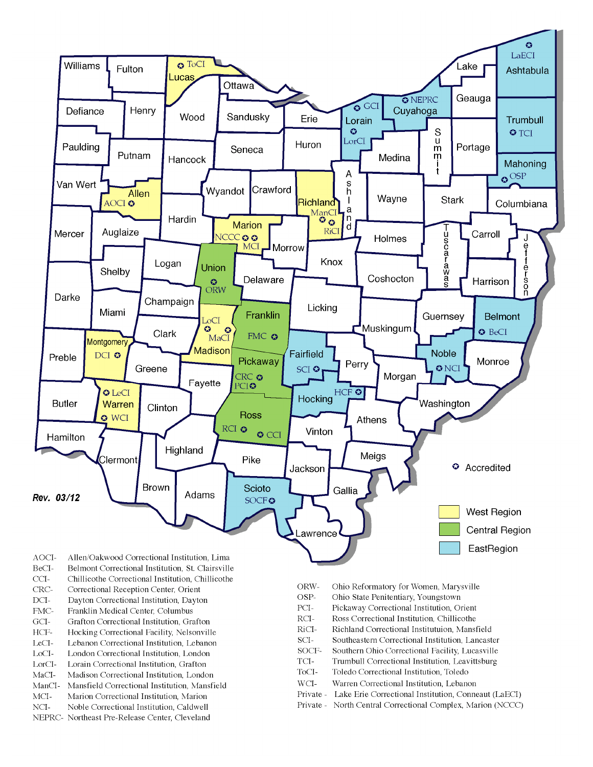Rev. 03/12

✪ Accredited

West Region

Central Region

EastRegion

AOCI- Allen/Oakwood Correctional Institution, Lima
BeCI- Belmont Correctional Institution, St. Clairsville
CCI- Chillicothe Correctional Institution, Chillicothe
CRC- Correctional Reception Center, Orient
DCI- Dayton Correctional Institution, Dayton
FMC- Franklin Medical Center, Columbus
GCI- Grafton Correctional Institution, Grafton
HCF- Hocking Correctional Facility, Nelsonville
LeCI- Lebanon Correctional Institution, Lebanon
LoCI- London Correctional Institution, London
LorCI- Lorain Correctional Institution, Grafton
MaCI- Madison Correctional Institution, London
ManCI- Mansfield Correctional Institution, Mansfield
MCI- Marion Correctional Institution, Marion
NCI- Noble Correctional Institution, Caldwell
NEPRC- Northeast Pre-Release Center, Cleveland

ORW- Ohio Reformatory for Women, Marysville
OSP- Ohio State Penitentiary, Youngstown
PCI- Pickaway Correctional Institution, Orient
RCI- Ross Correctional Institution, Chillicothe
RiCI- Richland Correctional Instituttuion, Mansfield
SCI- Southeastern Correctional Institution, Lancaster
SOCF- Southern Ohio Correctional Facility, Lucasville
TCI- Trumbull Correctional Institution, Leavittsburg
ToCI- Toledo Correctional Institution, Toledo
WCI- Warren Correctional Institution, Lebanon
Private - Lake Erie Correctional Institution, Conneaut (LaECI)
Private - North Central Correctional Complex, Marion (NCCC)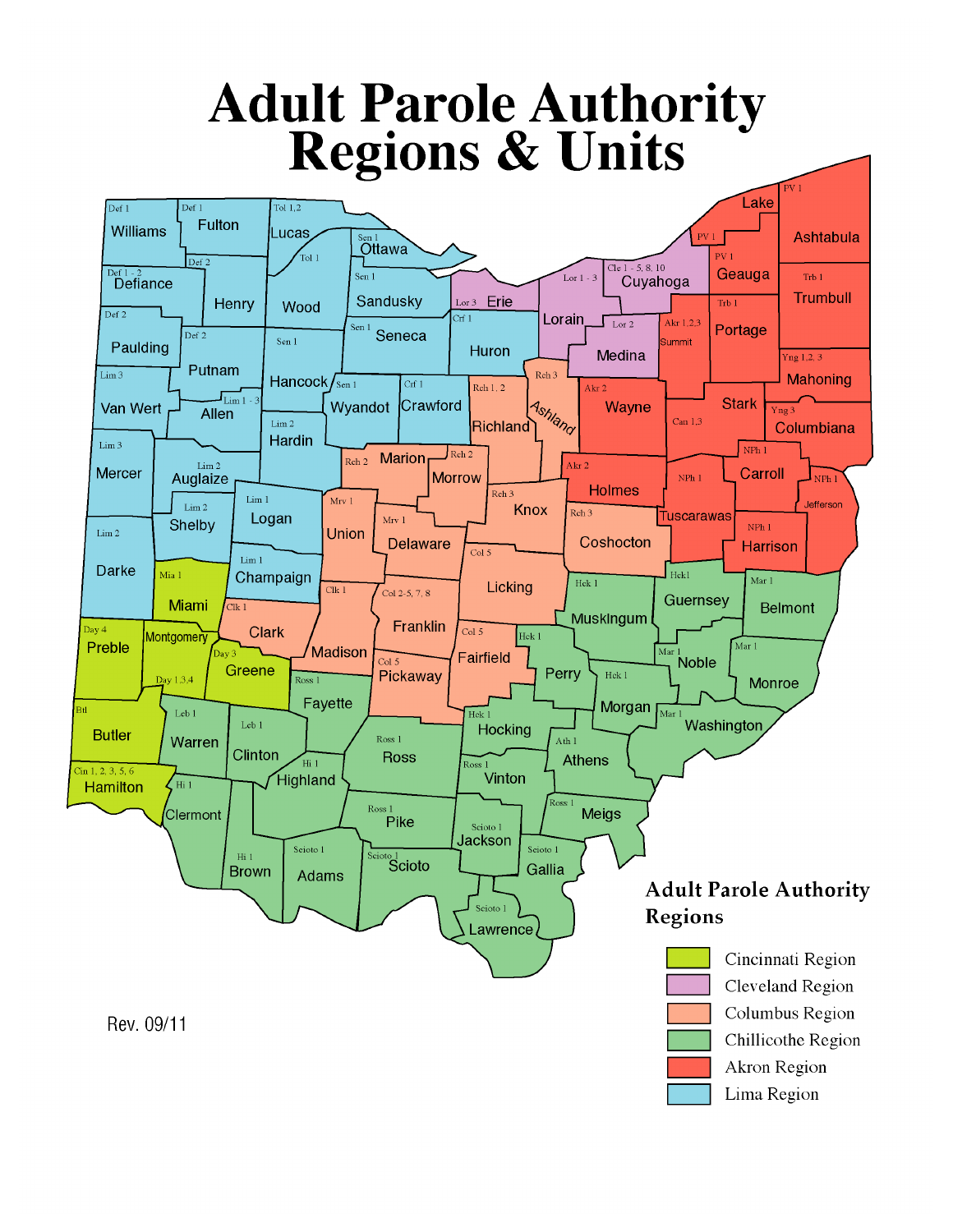# Adult Parole Authority Regions & Units

Def 1 Williams
Def 1 Fulton
Tol 1,2 Lucas
Sen 1 Ottawa
Def 1 - 2 Defiance
Def 2 Henry
Tol 1 Wood
Sen 1 Sandusky
Lor 3 Erie
Lor 1 - 3 Lorain
Cle 1 - 5, 8, 10 Cuyahoga
PV 1 Lake
PV 1 Ashtabula
PV 1 Geauga
Trb 1 Trumbull
Def 2 Paulding
Def 2 Putnam
Sen 1 Hancock
Sen 1 Seneca
Crf 1 Huron
Lor 2 Medina
Akr 1,2,3 Summit
Trb 1 Portage
Yng 1,2, 3 Mahoning
Lim 3 Van Wert
Lim 1 - 3 Allen
Sen 1 Wyandot
Crf 1 Crawford
Rch 1, 2 Richland
Rch 3 Ashland
Akr 2 Wayne
Can 1,3 Stark
Yng 3 Columbiana
Lim 3 Mercer
Lim 2 Auglaize
Lim 2 Hardin
Rch 2 Marion
Rch 2 Morrow
Rch 3 Knox
Akr 2 Holmes
NPh 1 Tuscarawas
NPh 1 Carroll
NPh 1 Jefferson
Lim 2 Shelby
Lim 1 Logan
Mrv 1 Union
Mrv 1 Delaware
Rch 3 Coshocton
NPh 1 Harrison
Lim 2 Darke
Mia 1 Miami
Lim 1 Champaign
Col 5 Licking
Hck1 Guernsey
Mar 1 Belmont
Clk 1 Clark
Clk 1 Madison
Col 2-5, 7, 8 Franklin
Hck 1 Muskingum
Mar 1 Noble
Mar 1 Monroe
Day 4 Preble
Montgomery
Day 3 Greene
Day 1,3,4
Ross 1 Fayette
Col 5 Pickaway
Col 5 Fairfield
Hck 1 Perry
Hck 1 Morgan
Mar 1 Washington
Btl Butler
Leb 1 Warren
Leb 1 Clinton
Hi 1 Highland
Ross 1 Ross
Hck 1 Hocking
Ath 1 Athens
Cin 1, 2, 3, 5, 6 Hamilton
Hi 1 Clermont
Ross 1 Vinton
Ross 1 Pike
Ross 1 Meigs
Hi 1 Brown
Scioto 1 Adams
Scioto 1 Scioto
Scioto 1 Jackson
Scioto 1 Gallia
Scioto 1 Lawrence

## Adult Parole Authority Regions

- Cincinnati Region
- Cleveland Region
- Columbus Region
- Chillicothe Region
- Akron Region
- Lima Region

Rev. 09/11